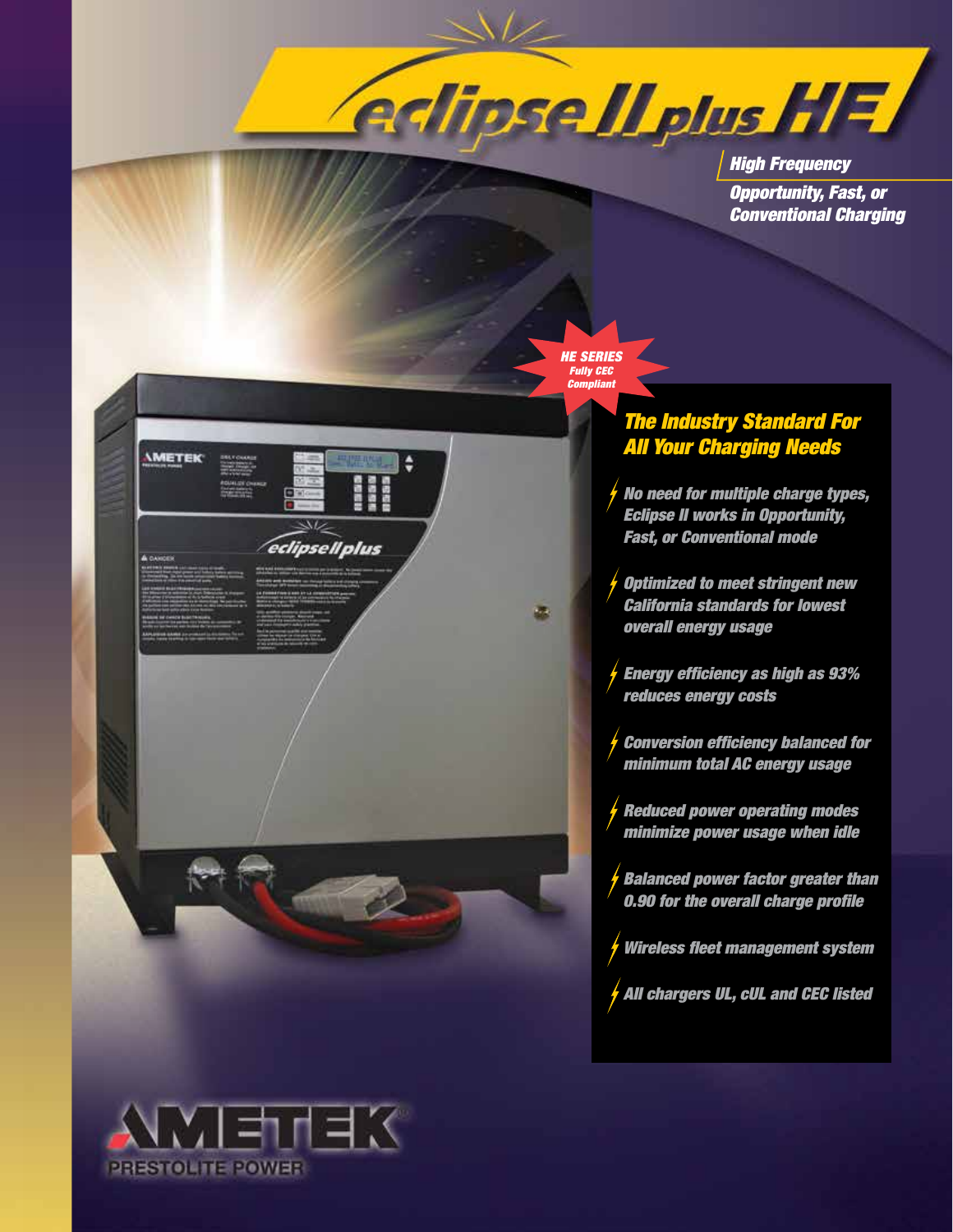# eclipse II plus HE

**High Frequency**

**Opportunity, Fast, or Conventional Charging**

**HE SERIES**
*Fully CEC Compliant*

## The Industry Standard For All Your Charging Needs

- No need for multiple charge types, Eclipse II works in Opportunity, Fast, or Conventional mode
- Optimized to meet stringent new California standards for lowest overall energy usage
- Energy efficiency as high as 93% reduces energy costs
- Conversion efficiency balanced for minimum total AC energy usage
- Reduced power operating modes minimize power usage when idle
- Balanced power factor greater than 0.90 for the overall charge profile
- Wireless fleet management system
- All chargers UL, cUL and CEC listed

AMETEK
PRESTOLITE POWER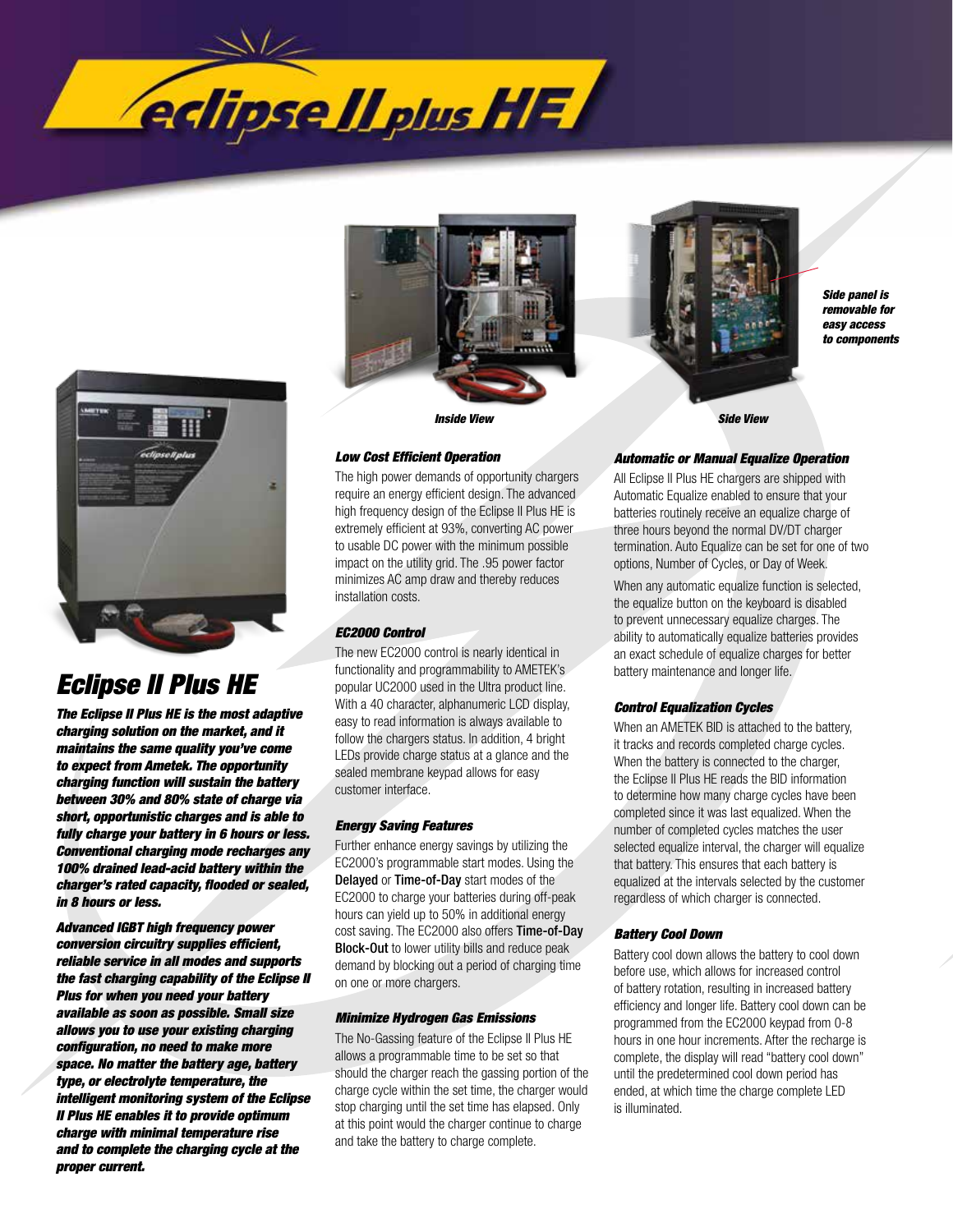# eclipse II plus HE

*Side panel is removable for easy access to components*

*Inside View*

*Side View*

## Eclipse II Plus HE

***The Eclipse II Plus HE is the most adaptive charging solution on the market, and it maintains the same quality you've come to expect from Ametek. The opportunity charging function will sustain the battery between 30% and 80% state of charge via short, opportunistic charges and is able to fully charge your battery in 6 hours or less. Conventional charging mode recharges any 100% drained lead-acid battery within the charger's rated capacity, flooded or sealed, in 8 hours or less.***

***Advanced IGBT high frequency power conversion circuitry supplies efficient, reliable service in all modes and supports the fast charging capability of the Eclipse II Plus for when you need your battery available as soon as possible. Small size allows you to use your existing charging configuration, no need to make more space. No matter the battery age, battery type, or electrolyte temperature, the intelligent monitoring system of the Eclipse II Plus HE enables it to provide optimum charge with minimal temperature rise and to complete the charging cycle at the proper current.***

### Low Cost Efficient Operation

The high power demands of opportunity chargers require an energy efficient design. The advanced high frequency design of the Eclipse II Plus HE is extremely efficient at 93%, converting AC power to usable DC power with the minimum possible impact on the utility grid. The .95 power factor minimizes AC amp draw and thereby reduces installation costs.

### EC2000 Control

The new EC2000 control is nearly identical in functionality and programmability to AMETEK's popular UC2000 used in the Ultra product line. With a 40 character, alphanumeric LCD display, easy to read information is always available to follow the chargers status. In addition, 4 bright LEDs provide charge status at a glance and the sealed membrane keypad allows for easy customer interface.

### Energy Saving Features

Further enhance energy savings by utilizing the EC2000's programmable start modes. Using the **Delayed** or **Time-of-Day** start modes of the EC2000 to charge your batteries during off-peak hours can yield up to 50% in additional energy cost saving. The EC2000 also offers **Time-of-Day Block-Out** to lower utility bills and reduce peak demand by blocking out a period of charging time on one or more chargers.

### Minimize Hydrogen Gas Emissions

The No-Gassing feature of the Eclipse II Plus HE allows a programmable time to be set so that should the charger reach the gassing portion of the charge cycle within the set time, the charger would stop charging until the set time has elapsed. Only at this point would the charger continue to charge and take the battery to charge complete.

### Automatic or Manual Equalize Operation

All Eclipse II Plus HE chargers are shipped with Automatic Equalize enabled to ensure that your batteries routinely receive an equalize charge of three hours beyond the normal DV/DT charger termination. Auto Equalize can be set for one of two options, Number of Cycles, or Day of Week.

When any automatic equalize function is selected, the equalize button on the keyboard is disabled to prevent unnecessary equalize charges. The ability to automatically equalize batteries provides an exact schedule of equalize charges for better battery maintenance and longer life.

### Control Equalization Cycles

When an AMETEK BID is attached to the battery, it tracks and records completed charge cycles. When the battery is connected to the charger, the Eclipse II Plus HE reads the BID information to determine how many charge cycles have been completed since it was last equalized. When the number of completed cycles matches the user selected equalize interval, the charger will equalize that battery. This ensures that each battery is equalized at the intervals selected by the customer regardless of which charger is connected.

### Battery Cool Down

Battery cool down allows the battery to cool down before use, which allows for increased control of battery rotation, resulting in increased battery efficiency and longer life. Battery cool down can be programmed from the EC2000 keypad from 0-8 hours in one hour increments. After the recharge is complete, the display will read "battery cool down" until the predetermined cool down period has ended, at which time the charge complete LED is illuminated.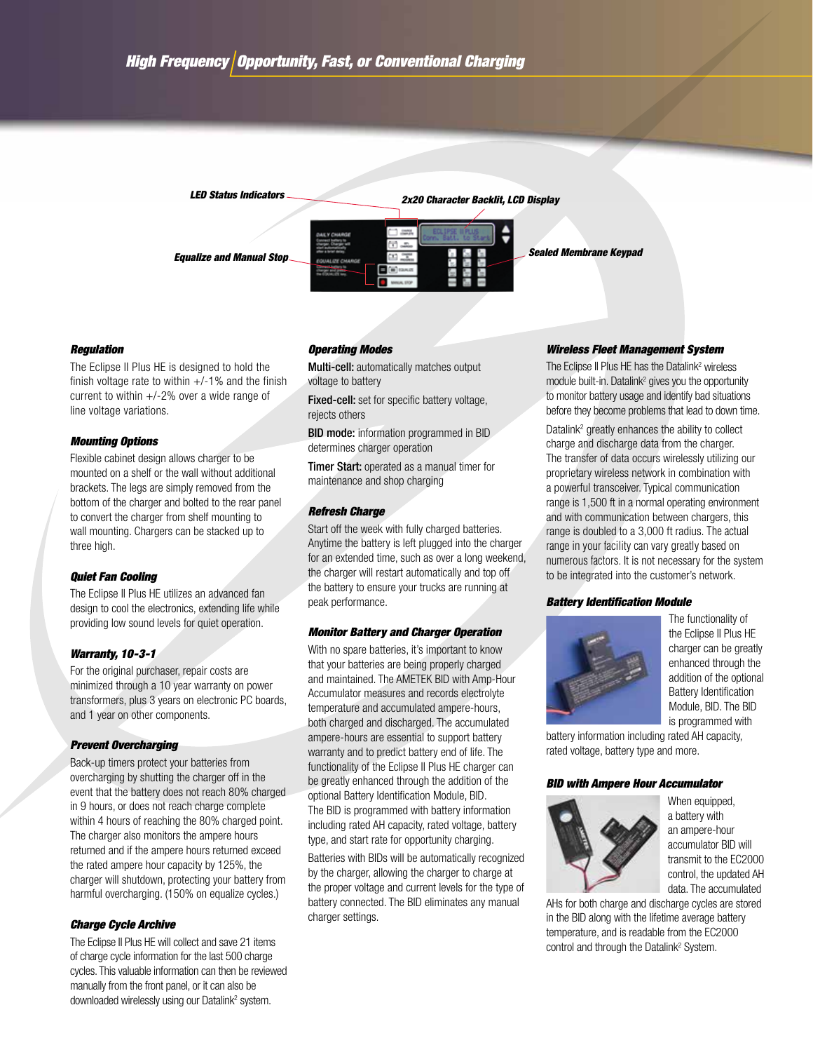## High Frequency | Opportunity, Fast, or Conventional Charging

LED Status Indicators

2x20 Character Backlit, LCD Display

Equalize and Manual Stop

Sealed Membrane Keypad

### Regulation

The Eclipse II Plus HE is designed to hold the finish voltage rate to within +/-1% and the finish current to within +/-2% over a wide range of line voltage variations.

### Mounting Options

Flexible cabinet design allows charger to be mounted on a shelf or the wall without additional brackets. The legs are simply removed from the bottom of the charger and bolted to the rear panel to convert the charger from shelf mounting to wall mounting. Chargers can be stacked up to three high.

### Quiet Fan Cooling

The Eclipse II Plus HE utilizes an advanced fan design to cool the electronics, extending life while providing low sound levels for quiet operation.

### Warranty, 10-3-1

For the original purchaser, repair costs are minimized through a 10 year warranty on power transformers, plus 3 years on electronic PC boards, and 1 year on other components.

### Prevent Overcharging

Back-up timers protect your batteries from overcharging by shutting the charger off in the event that the battery does not reach 80% charged in 9 hours, or does not reach charge complete within 4 hours of reaching the 80% charged point. The charger also monitors the ampere hours returned and if the ampere hours returned exceed the rated ampere hour capacity by 125%, the charger will shutdown, protecting your battery from harmful overcharging. (150% on equalize cycles.)

### Charge Cycle Archive

The Eclipse II Plus HE will collect and save 21 items of charge cycle information for the last 500 charge cycles. This valuable information can then be reviewed manually from the front panel, or it can also be downloaded wirelessly using our Datalink[2] system.

### Operating Modes

**Multi-cell:** automatically matches output voltage to battery

**Fixed-cell:** set for specific battery voltage, rejects others

**BID mode:** information programmed in BID determines charger operation

**Timer Start:** operated as a manual timer for maintenance and shop charging

### Refresh Charge

Start off the week with fully charged batteries. Anytime the battery is left plugged into the charger for an extended time, such as over a long weekend, the charger will restart automatically and top off the battery to ensure your trucks are running at peak performance.

### Monitor Battery and Charger Operation

With no spare batteries, it's important to know that your batteries are being properly charged and maintained. The AMETEK BID with Amp-Hour Accumulator measures and records electrolyte temperature and accumulated ampere-hours, both charged and discharged. The accumulated ampere-hours are essential to support battery warranty and to predict battery end of life. The functionality of the Eclipse II Plus HE charger can be greatly enhanced through the addition of the optional Battery Identification Module, BID. The BID is programmed with battery information including rated AH capacity, rated voltage, battery type, and start rate for opportunity charging.

Batteries with BIDs will be automatically recognized by the charger, allowing the charger to charge at the proper voltage and current levels for the type of battery connected. The BID eliminates any manual charger settings.

### Wireless Fleet Management System

The Eclipse II Plus HE has the Datalink[2] wireless module built-in. Datalink[2] gives you the opportunity to monitor battery usage and identify bad situations before they become problems that lead to down time.

Datalink[2] greatly enhances the ability to collect charge and discharge data from the charger. The transfer of data occurs wirelessly utilizing our proprietary wireless network in combination with a powerful transceiver. Typical communication range is 1,500 ft in a normal operating environment and with communication between chargers, this range is doubled to a 3,000 ft radius. The actual range in your facility can vary greatly based on numerous factors. It is not necessary for the system to be integrated into the customer's network.

### Battery Identification Module

The functionality of the Eclipse II Plus HE charger can be greatly enhanced through the addition of the optional Battery Identification Module, BID. The BID is programmed with battery information including rated AH capacity, rated voltage, battery type and more.

### BID with Ampere Hour Accumulator

When equipped, a battery with an ampere-hour accumulator BID will transmit to the EC2000 control, the updated AH data. The accumulated AHs for both charge and discharge cycles are stored in the BID along with the lifetime average battery temperature, and is readable from the EC2000 control and through the Datalink[2] System.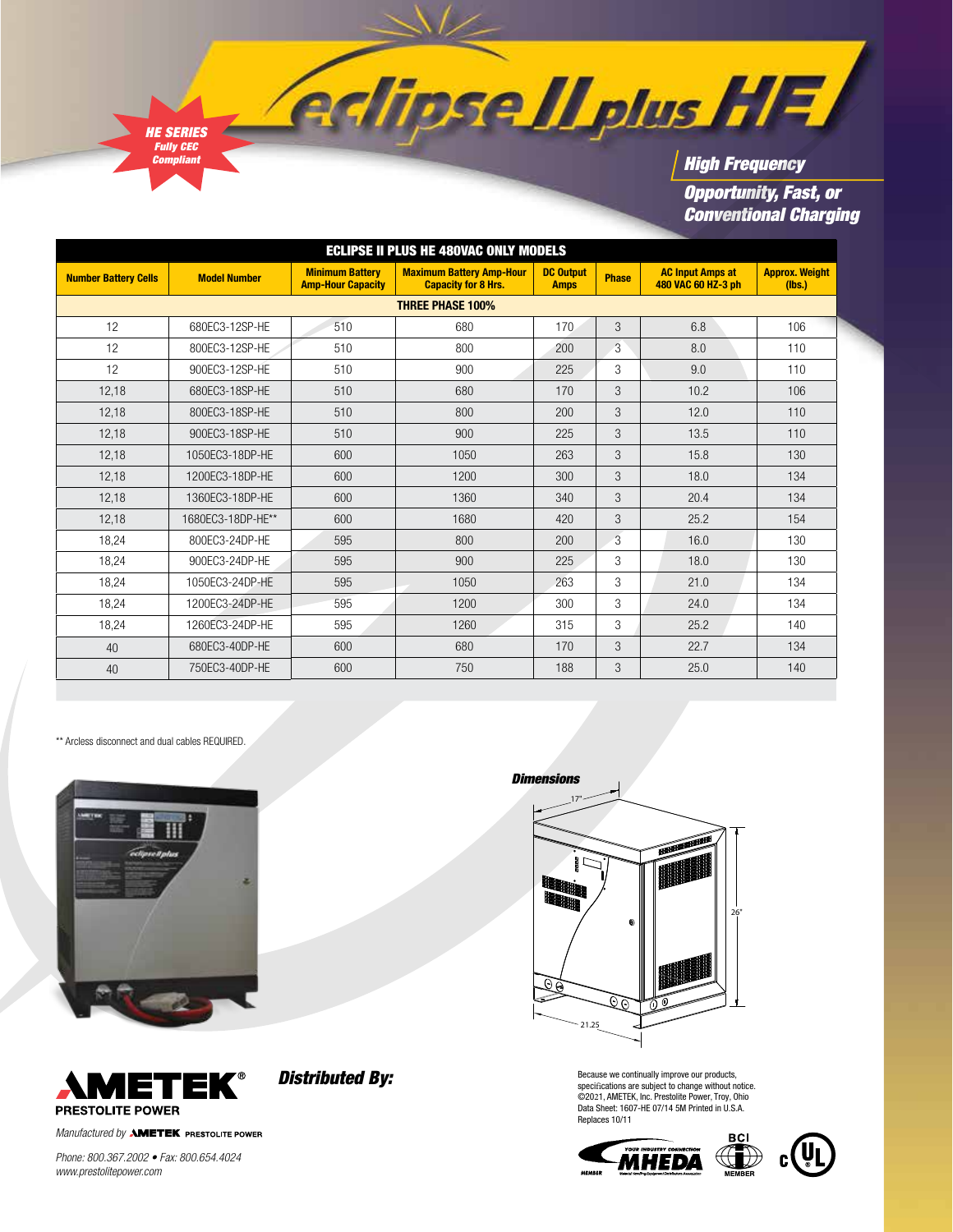# eclipse II plus HE

HE SERIES
Fully CEC Compliant

## High Frequency

### Opportunity, Fast, or Conventional Charging

| ECLIPSE II PLUS HE 480VAC ONLY MODELS | | | | | | | |
|---|---|---|---|---|---|---|---|
| **Number Battery Cells** | **Model Number** | **Minimum Battery Amp-Hour Capacity** | **Maximum Battery Amp-Hour Capacity for 8 Hrs.** | **DC Output Amps** | **Phase** | **AC Input Amps at 480 VAC 60 HZ-3 ph** | **Approx. Weight (lbs.)** |
| **THREE PHASE 100%** | | | | | | | |
| 12 | 680EC3-12SP-HE | 510 | 680 | 170 | 3 | 6.8 | 106 |
| 12 | 800EC3-12SP-HE | 510 | 800 | 200 | 3 | 8.0 | 110 |
| 12 | 900EC3-12SP-HE | 510 | 900 | 225 | 3 | 9.0 | 110 |
| 12,18 | 680EC3-18SP-HE | 510 | 680 | 170 | 3 | 10.2 | 106 |
| 12,18 | 800EC3-18SP-HE | 510 | 800 | 200 | 3 | 12.0 | 110 |
| 12,18 | 900EC3-18SP-HE | 510 | 900 | 225 | 3 | 13.5 | 110 |
| 12,18 | 1050EC3-18DP-HE | 600 | 1050 | 263 | 3 | 15.8 | 130 |
| 12,18 | 1200EC3-18DP-HE | 600 | 1200 | 300 | 3 | 18.0 | 134 |
| 12,18 | 1360EC3-18DP-HE | 600 | 1360 | 340 | 3 | 20.4 | 134 |
| 12,18 | 1680EC3-18DP-HE** | 600 | 1680 | 420 | 3 | 25.2 | 154 |
| 18,24 | 800EC3-24DP-HE | 595 | 800 | 200 | 3 | 16.0 | 130 |
| 18,24 | 900EC3-24DP-HE | 595 | 900 | 225 | 3 | 18.0 | 130 |
| 18,24 | 1050EC3-24DP-HE | 595 | 1050 | 263 | 3 | 21.0 | 134 |
| 18,24 | 1200EC3-24DP-HE | 595 | 1200 | 300 | 3 | 24.0 | 134 |
| 18,24 | 1260EC3-24DP-HE | 595 | 1260 | 315 | 3 | 25.2 | 140 |
| 40 | 680EC3-40DP-HE | 600 | 680 | 170 | 3 | 22.7 | 134 |
| 40 | 750EC3-40DP-HE | 600 | 750 | 188 | 3 | 25.0 | 140 |

** Arcless disconnect and dual cables REQUIRED.

**Dimensions**

17"
26"
21.25

AMETEK® PRESTOLITE POWER

Manufactured by AMETEK PRESTOLITE POWER

*Phone: 800.367.2002 • Fax: 800.654.4024*
*www.prestolitepower.com*

**Distributed By:**

Because we continually improve our products, specifications are subject to change without notice.
©2021, AMETEK, Inc. Prestolite Power, Troy, Ohio
Data Sheet: 1607-HE 07/14 5M Printed in U.S.A.
Replaces 10/11

MHEDA MEMBER · BCI MEMBER · c UL